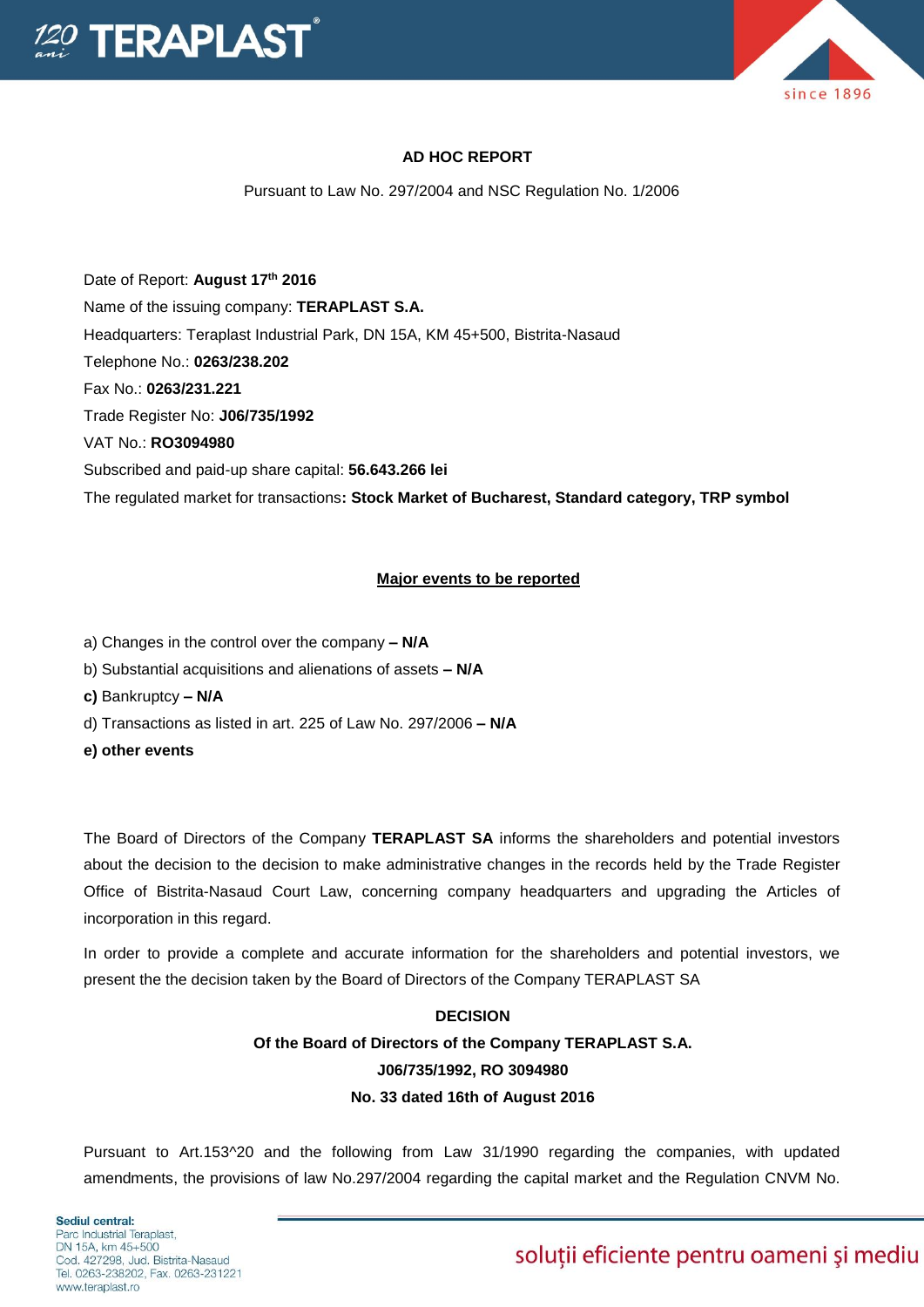## AD HOC REPORT

Pursuant to Law No. 297/2004 and NSC Regulation No. 1/2006

Date of Report: **August 17th 2016**

Name of the issuing company: **TERAPLAST S.A.**

Headquarters: Teraplast Industrial Park, DN 15A, KM 45+500, Bistrita-Nasaud

Telephone No.: **0263/238.202**

Fax No.: **0263/231.221**

Trade Register No: **J06/735/1992**

VAT No.: **RO3094980**

Subscribed and paid-up share capital: **56.643.266 lei**

The regulated market for transactions**: Stock Market of Bucharest, Standard category, TRP symbol**

**<u>Major events to be reported</u>**

a) Changes in the control over the company **– N/A**

b) Substantial acquisitions and alienations of assets **– N/A**

**c)** Bankruptcy **– N/A**

d) Transactions as listed in art. 225 of Law No. 297/2006 **– N/A**

**e) other events**

The Board of Directors of the Company **TERAPLAST SA** informs the shareholders and potential investors about the decision to the decision to make administrative changes in the records held by the Trade Register Office of Bistrita-Nasaud Court Law, concerning company headquarters and upgrading the Articles of incorporation in this regard.

In order to provide a complete and accurate information for the shareholders and potential investors, we present the the decision taken by the Board of Directors of the Company TERAPLAST SA

**DECISION**

**Of the Board of Directors of the Company TERAPLAST S.A.**

**J06/735/1992, RO 3094980**

**No. 33 dated 16th of August 2016**

Pursuant to Art.153^20 and the following from Law 31/1990 regarding the companies, with updated amendments, the provisions of law No.297/2004 regarding the capital market and the Regulation CNVM No.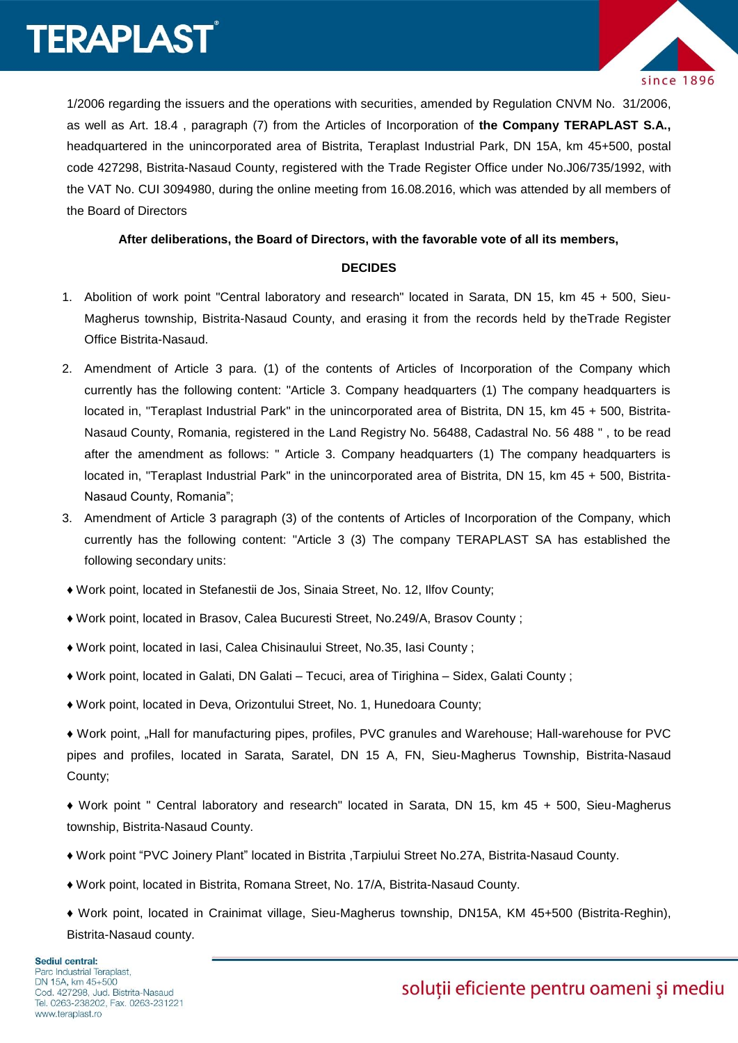1/2006 regarding the issuers and the operations with securities, amended by Regulation CNVM No. 31/2006, as well as Art. 18.4 , paragraph (7) from the Articles of Incorporation of **the Company TERAPLAST S.A.,** headquartered in the unincorporated area of Bistrita, Teraplast Industrial Park, DN 15A, km 45+500, postal code 427298, Bistrita-Nasaud County, registered with the Trade Register Office under No.J06/735/1992, with the VAT No. CUI 3094980, during the online meeting from 16.08.2016, which was attended by all members of the Board of Directors

**After deliberations, the Board of Directors, with the favorable vote of all its members,**

**DECIDES**

1. Abolition of work point "Central laboratory and research" located in Sarata, DN 15, km 45 + 500, Sieu-Magherus township, Bistrita-Nasaud County, and erasing it from the records held by theTrade Register Office Bistrita-Nasaud.
2. Amendment of Article 3 para. (1) of the contents of Articles of Incorporation of the Company which currently has the following content: "Article 3. Company headquarters (1) The company headquarters is located in, "Teraplast Industrial Park" in the unincorporated area of Bistrita, DN 15, km 45 + 500, Bistrita-Nasaud County, Romania, registered in the Land Registry No. 56488, Cadastral No. 56 488 " , to be read after the amendment as follows: " Article 3. Company headquarters (1) The company headquarters is located in, "Teraplast Industrial Park" in the unincorporated area of Bistrita, DN 15, km 45 + 500, Bistrita-Nasaud County, Romania";
3. Amendment of Article 3 paragraph (3) of the contents of Articles of Incorporation of the Company, which currently has the following content: "Article 3 (3) The company TERAPLAST SA has established the following secondary units:

♦ Work point, located in Stefanestii de Jos, Sinaia Street, No. 12, Ilfov County;

♦ Work point, located in Brasov, Calea Bucuresti Street, No.249/A, Brasov County ;

♦ Work point, located in Iasi, Calea Chisinaului Street, No.35, Iasi County ;

♦ Work point, located in Galati, DN Galati – Tecuci, area of Tirighina – Sidex, Galati County ;

♦ Work point, located in Deva, Orizontului Street, No. 1, Hunedoara County;

♦ Work point, „Hall for manufacturing pipes, profiles, PVC granules and Warehouse; Hall-warehouse for PVC pipes and profiles, located in Sarata, Saratel, DN 15 A, FN, Sieu-Magherus Township, Bistrita-Nasaud County;

♦ Work point " Central laboratory and research" located in Sarata, DN 15, km 45 + 500, Sieu-Magherus township, Bistrita-Nasaud County.

♦ Work point “PVC Joinery Plant” located in Bistrita ,Tarpiului Street No.27A, Bistrita-Nasaud County.

♦ Work point, located in Bistrita, Romana Street, No. 17/A, Bistrita-Nasaud County.

♦ Work point, located in Crainimat village, Sieu-Magherus township, DN15A, KM 45+500 (Bistrita-Reghin), Bistrita-Nasaud county.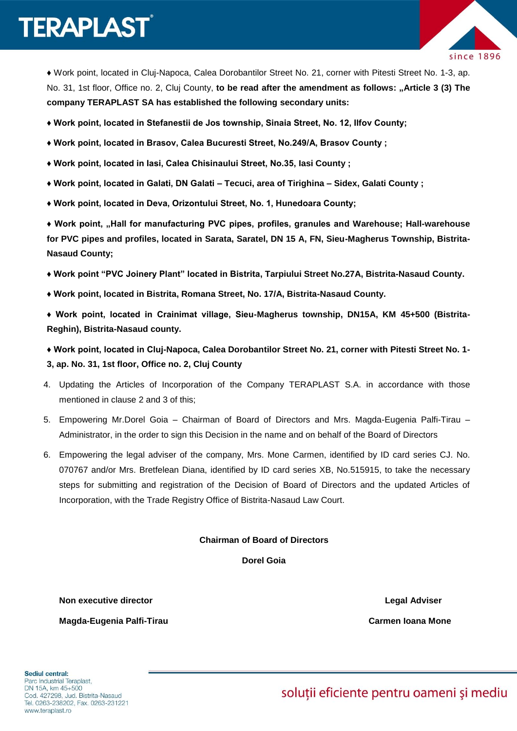♦ Work point, located in Cluj-Napoca, Calea Dorobantilor Street No. 21, corner with Pitesti Street No. 1-3, ap. No. 31, 1st floor, Office no. 2, Cluj County, **to be read after the amendment as follows: „Article 3 (3) The company TERAPLAST SA has established the following secondary units:**

**♦ Work point, located in Stefanestii de Jos township, Sinaia Street, No. 12, Ilfov County;**

**♦ Work point, located in Brasov, Calea Bucuresti Street, No.249/A, Brasov County ;**

**♦ Work point, located in Iasi, Calea Chisinaului Street, No.35, Iasi County ;**

**♦ Work point, located in Galati, DN Galati – Tecuci, area of Tirighina – Sidex, Galati County ;**

**♦ Work point, located in Deva, Orizontului Street, No. 1, Hunedoara County;**

**♦ Work point, „Hall for manufacturing PVC pipes, profiles, granules and Warehouse; Hall-warehouse for PVC pipes and profiles, located in Sarata, Saratel, DN 15 A, FN, Sieu-Magherus Township, Bistrita-Nasaud County;**

**♦ Work point "PVC Joinery Plant" located in Bistrita, Tarpiului Street No.27A, Bistrita-Nasaud County.**

**♦ Work point, located in Bistrita, Romana Street, No. 17/A, Bistrita-Nasaud County.**

**♦ Work point, located in Crainimat village, Sieu-Magherus township, DN15A, KM 45+500 (Bistrita-Reghin), Bistrita-Nasaud county.**

**♦ Work point, located in Cluj-Napoca, Calea Dorobantilor Street No. 21, corner with Pitesti Street No. 1-3, ap. No. 31, 1st floor, Office no. 2, Cluj County**

4. Updating the Articles of Incorporation of the Company TERAPLAST S.A. in accordance with those mentioned in clause 2 and 3 of this;
5. Empowering Mr.Dorel Goia – Chairman of Board of Directors and Mrs. Magda-Eugenia Palfi-Tirau – Administrator, in the order to sign this Decision in the name and on behalf of the Board of Directors
6. Empowering the legal adviser of the company, Mrs. Mone Carmen, identified by ID card series CJ. No. 070767 and/or Mrs. Bretfelean Diana, identified by ID card series XB, No.515915, to take the necessary steps for submitting and registration of the Decision of Board of Directors and the updated Articles of Incorporation, with the Trade Registry Office of Bistrita-Nasaud Law Court.

**Chairman of Board of Directors**

**Dorel Goia**

**Non executive director**

**Magda-Eugenia Palfi-Tirau**

**Legal Adviser**

**Carmen Ioana Mone**